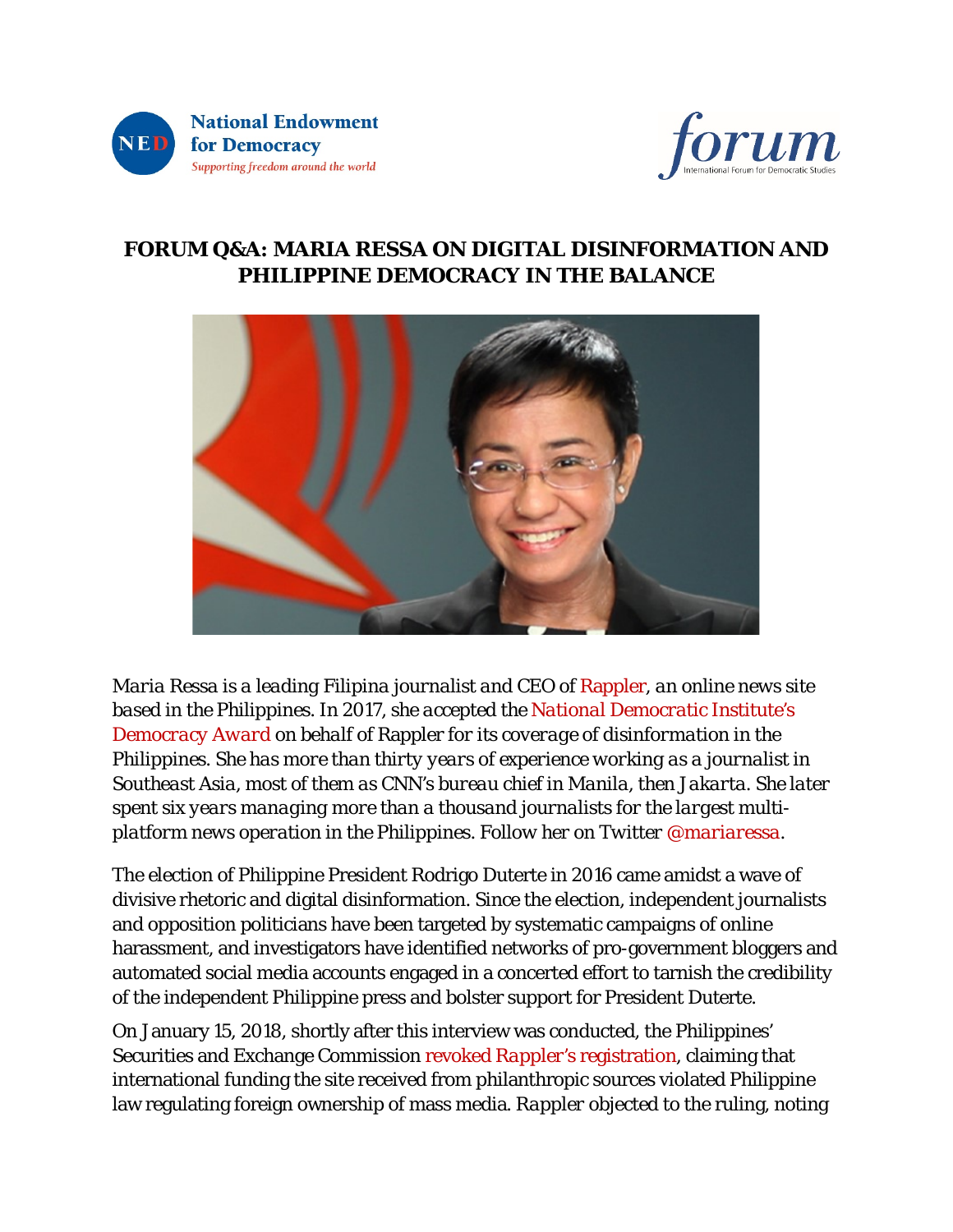# FORUM Q&A: MARIA RESSA ON DIGITAL DISINFORMATION AND PHILIPPINE DEMOCRACY IN THE BALANCE

*Maria Ressa is a leading Filipina journalist and CEO of Rappler, an online news site based in the Philippines. In 2017, she accepted the National Democratic Institute's Democracy Award on behalf of Rappler for its coverage of disinformation in the Philippines. She has more than thirty years of experience working as a journalist in Southeast Asia, most of them as CNN's bureau chief in Manila, then Jakarta. She later spent six years managing more than a thousand journalists for the largest multi-platform news operation in the Philippines. Follow her on Twitter @mariaressa.*

The election of Philippine President Rodrigo Duterte in 2016 came amidst a wave of divisive rhetoric and digital disinformation. Since the election, independent journalists and opposition politicians have been targeted by systematic campaigns of online harassment, and investigators have identified networks of pro-government bloggers and automated social media accounts engaged in a concerted effort to tarnish the credibility of the independent Philippine press and bolster support for President Duterte.

On January 15, 2018, shortly after this interview was conducted, the Philippines' Securities and Exchange Commission revoked Rappler's registration, claiming that international funding the site received from philanthropic sources violated Philippine law regulating foreign ownership of mass media. Rappler objected to the ruling, noting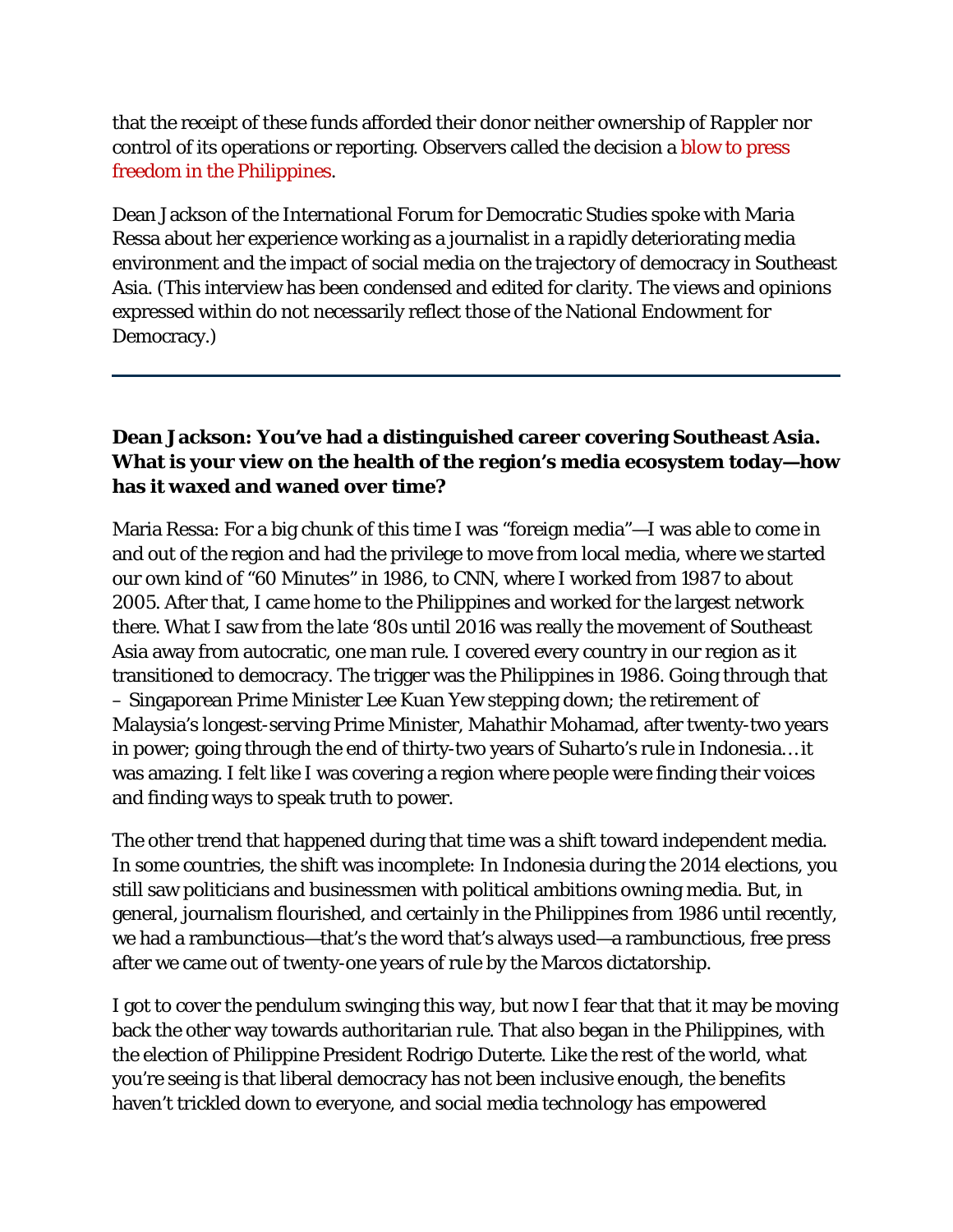that the receipt of these funds afforded their donor neither ownership of Rappler nor control of its operations or reporting. Observers called the decision a blow to press freedom in the Philippines.

Dean Jackson of the International Forum for Democratic Studies spoke with Maria Ressa about her experience working as a journalist in a rapidly deteriorating media environment and the impact of social media on the trajectory of democracy in Southeast Asia. (This interview has been condensed and edited for clarity. The views and opinions expressed within do not necessarily reflect those of the National Endowment for Democracy.)

---

**Dean Jackson: You've had a distinguished career covering Southeast Asia. What is your view on the health of the region's media ecosystem today—how has it waxed and waned over time?**

Maria Ressa: For a big chunk of this time I was "foreign media"—I was able to come in and out of the region and had the privilege to move from local media, where we started our own kind of "60 Minutes" in 1986, to CNN, where I worked from 1987 to about 2005. After that, I came home to the Philippines and worked for the largest network there. What I saw from the late '80s until 2016 was really the movement of Southeast Asia away from autocratic, one man rule. I covered every country in our region as it transitioned to democracy. The trigger was the Philippines in 1986. Going through that – Singaporean Prime Minister Lee Kuan Yew stepping down; the retirement of Malaysia's longest-serving Prime Minister, Mahathir Mohamad, after twenty-two years in power; going through the end of thirty-two years of Suharto's rule in Indonesia… it was amazing. I felt like I was covering a region where people were finding their voices and finding ways to speak truth to power.

The other trend that happened during that time was a shift toward independent media. In some countries, the shift was incomplete: In Indonesia during the 2014 elections, you still saw politicians and businessmen with political ambitions owning media. But, in general, journalism flourished, and certainly in the Philippines from 1986 until recently, we had a rambunctious—that's the word that's always used—a rambunctious, free press after we came out of twenty-one years of rule by the Marcos dictatorship.

I got to cover the pendulum swinging this way, but now I fear that that it may be moving back the other way towards authoritarian rule. That also began in the Philippines, with the election of Philippine President Rodrigo Duterte. Like the rest of the world, what you're seeing is that liberal democracy has not been inclusive enough, the benefits haven't trickled down to everyone, and social media technology has empowered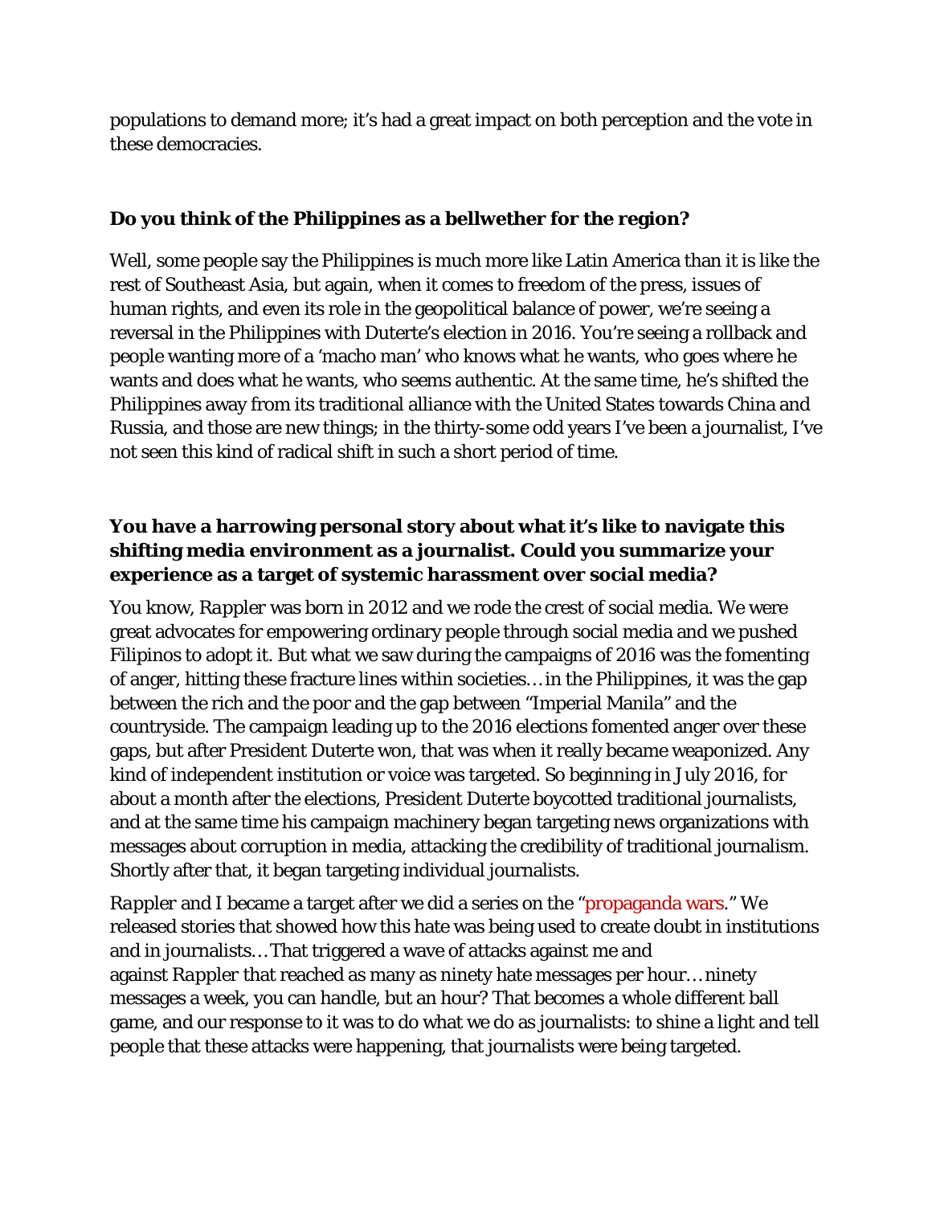populations to demand more; it's had a great impact on both perception and the vote in these democracies.

**Do you think of the Philippines as a bellwether for the region?**

Well, some people say the Philippines is much more like Latin America than it is like the rest of Southeast Asia, but again, when it comes to freedom of the press, issues of human rights, and even its role in the geopolitical balance of power, we're seeing a reversal in the Philippines with Duterte's election in 2016. You're seeing a rollback and people wanting more of a 'macho man' who knows what he wants, who goes where he wants and does what he wants, who seems authentic. At the same time, he's shifted the Philippines away from its traditional alliance with the United States towards China and Russia, and those are new things; in the thirty-some odd years I've been a journalist, I've not seen this kind of radical shift in such a short period of time.

**You have a harrowing personal story about what it's like to navigate this shifting media environment as a journalist. Could you summarize your experience as a target of systemic harassment over social media?**

You know, *Rappler* was born in 2012 and we rode the crest of social media. We were great advocates for empowering ordinary people through social media and we pushed Filipinos to adopt it. But what we saw during the campaigns of 2016 was the fomenting of anger, hitting these fracture lines within societies… in the Philippines, it was the gap between the rich and the poor and the gap between "Imperial Manila" and the countryside. The campaign leading up to the 2016 elections fomented anger over these gaps, but after President Duterte won, that was when it really became weaponized. Any kind of independent institution or voice was targeted. So beginning in July 2016, for about a month after the elections, President Duterte boycotted traditional journalists, and at the same time his campaign machinery began targeting news organizations with messages about corruption in media, attacking the credibility of traditional journalism. Shortly after that, it began targeting individual journalists.

*Rappler* and I became a target after we did a series on the "propaganda wars." We released stories that showed how this hate was being used to create doubt in institutions and in journalists… That triggered a wave of attacks against me and against *Rappler* that reached as many as ninety hate messages per hour… ninety messages a week, you can handle, but an hour? That becomes a whole different ball game, and our response to it was to do what we do as journalists: to shine a light and tell people that these attacks were happening, that journalists were being targeted.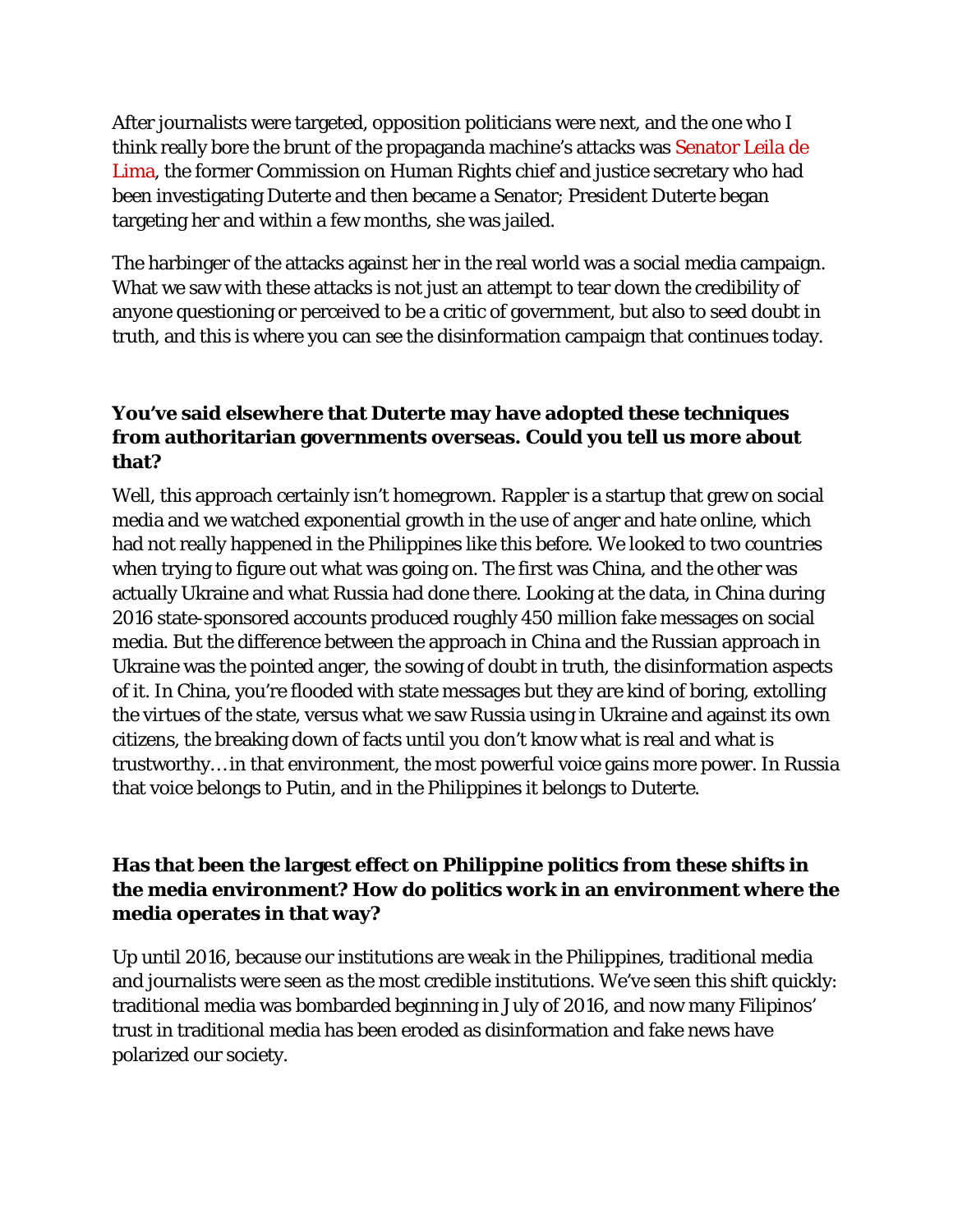After journalists were targeted, opposition politicians were next, and the one who I think really bore the brunt of the propaganda machine's attacks was Senator Leila de Lima, the former Commission on Human Rights chief and justice secretary who had been investigating Duterte and then became a Senator; President Duterte began targeting her and within a few months, she was jailed.

The harbinger of the attacks against her in the real world was a social media campaign. What we saw with these attacks is not just an attempt to tear down the credibility of anyone questioning or perceived to be a critic of government, but also to seed doubt in truth, and this is where you can see the disinformation campaign that continues today.

**You've said elsewhere that Duterte may have adopted these techniques from authoritarian governments overseas. Could you tell us more about that?**

Well, this approach certainly isn't homegrown. *Rappler* is a startup that grew on social media and we watched exponential growth in the use of anger and hate online, which had not really happened in the Philippines like this before. We looked to two countries when trying to figure out what was going on. The first was China, and the other was actually Ukraine and what Russia had done there. Looking at the data, in China during 2016 state-sponsored accounts produced roughly 450 million fake messages on social media. But the difference between the approach in China and the Russian approach in Ukraine was the pointed anger, the sowing of doubt in truth, the disinformation aspects of it. In China, you're flooded with state messages but they are kind of boring, extolling the virtues of the state, versus what we saw Russia using in Ukraine and against its own citizens, the breaking down of facts until you don't know what is real and what is trustworthy…in that environment, the most powerful voice gains more power. In Russia that voice belongs to Putin, and in the Philippines it belongs to Duterte.

**Has that been the largest effect on Philippine politics from these shifts in the media environment? How do politics work in an environment where the media operates in that way?**

Up until 2016, because our institutions are weak in the Philippines, traditional media and journalists were seen as the most credible institutions. We've seen this shift quickly: traditional media was bombarded beginning in July of 2016, and now many Filipinos' trust in traditional media has been eroded as disinformation and fake news have polarized our society.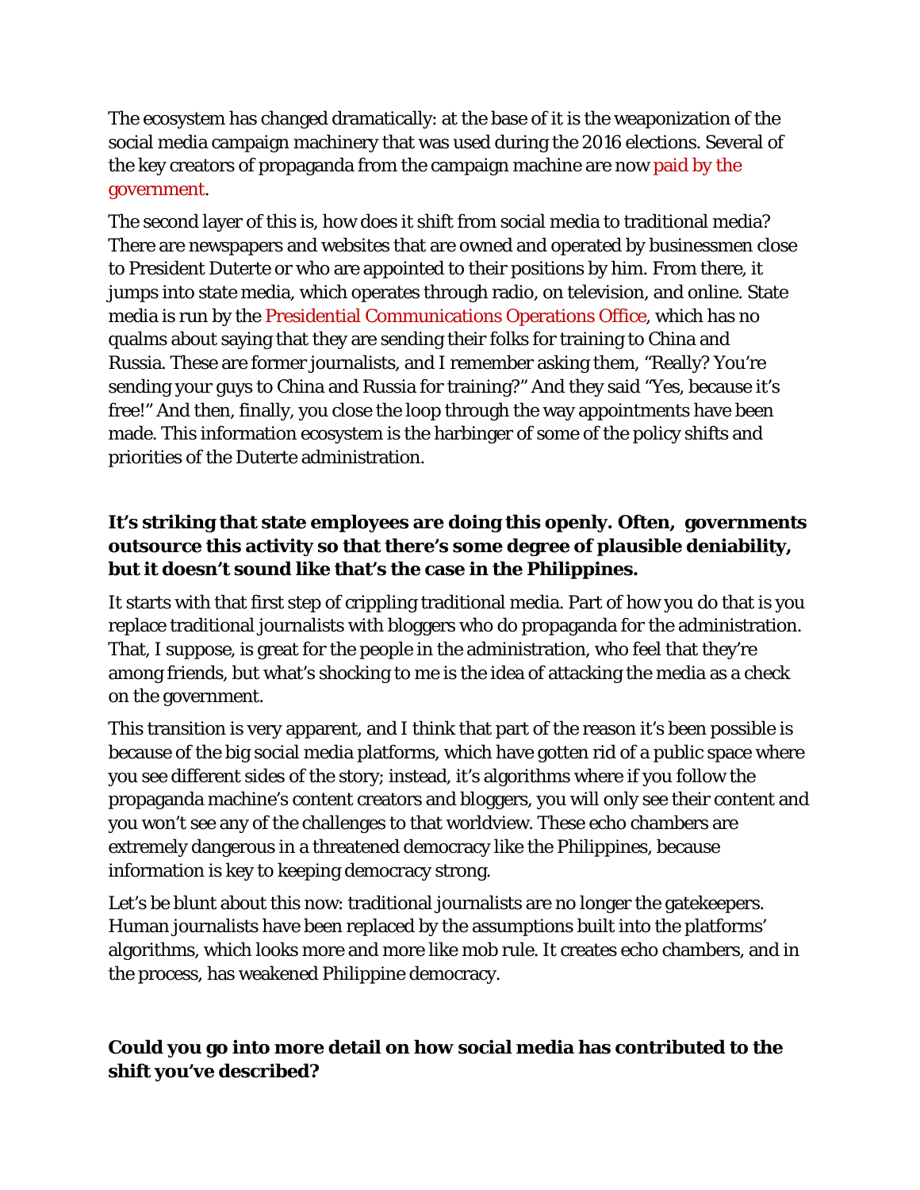The ecosystem has changed dramatically: at the base of it is the weaponization of the social media campaign machinery that was used during the 2016 elections. Several of the key creators of propaganda from the campaign machine are now paid by the government.

The second layer of this is, how does it shift from social media to traditional media? There are newspapers and websites that are owned and operated by businessmen close to President Duterte or who are appointed to their positions by him. From there, it jumps into state media, which operates through radio, on television, and online. State media is run by the Presidential Communications Operations Office, which has no qualms about saying that they are sending their folks for training to China and Russia. These are former journalists, and I remember asking them, "Really? You're sending your guys to China and Russia for training?" And they said "Yes, because it's free!" And then, finally, you close the loop through the way appointments have been made. This information ecosystem is the harbinger of some of the policy shifts and priorities of the Duterte administration.

**It's striking that state employees are doing this openly. Often, governments outsource this activity so that there's some degree of plausible deniability, but it doesn't sound like that's the case in the Philippines.**

It starts with that first step of crippling traditional media. Part of how you do that is you replace traditional journalists with bloggers who do propaganda for the administration. That, I suppose, is great for the people in the administration, who feel that they're among friends, but what's shocking to me is the idea of attacking the media as a check on the government.

This transition is very apparent, and I think that part of the reason it's been possible is because of the big social media platforms, which have gotten rid of a public space where you see different sides of the story; instead, it's algorithms where if you follow the propaganda machine's content creators and bloggers, you will only see their content and you won't see any of the challenges to that worldview. These echo chambers are extremely dangerous in a threatened democracy like the Philippines, because information is key to keeping democracy strong.

Let's be blunt about this now: traditional journalists are no longer the gatekeepers. Human journalists have been replaced by the assumptions built into the platforms' algorithms, which looks more and more like mob rule. It creates echo chambers, and in the process, has weakened Philippine democracy.

**Could you go into more detail on how social media has contributed to the shift you've described?**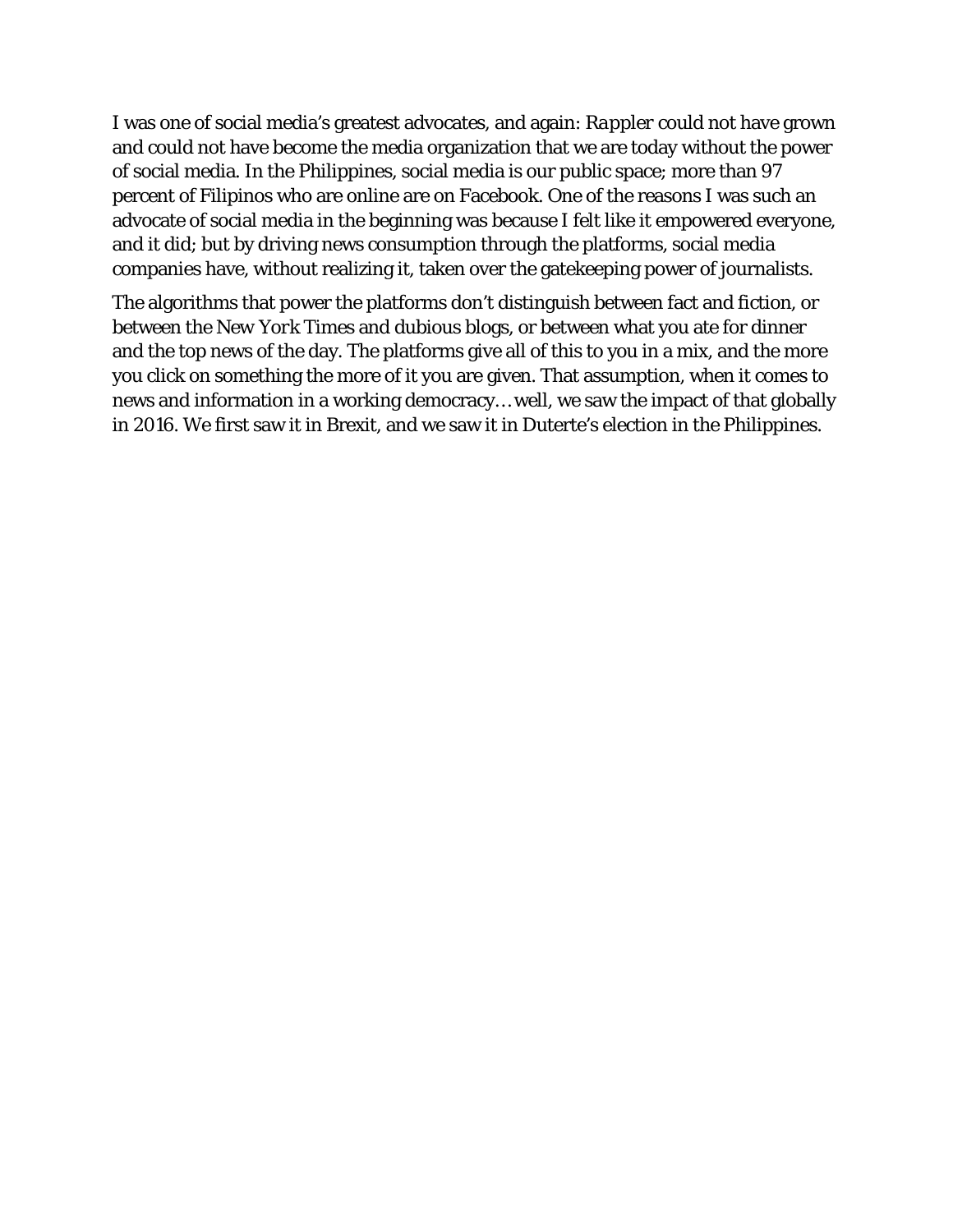I was one of social media's greatest advocates, and again: *Rappler* could not have grown and could not have become the media organization that we are today without the power of social media. In the Philippines, social media is our public space; more than 97 percent of Filipinos who are online are on Facebook. One of the reasons I was such an advocate of social media in the beginning was because I felt like it empowered everyone, and it did; but by driving news consumption through the platforms, social media companies have, without realizing it, taken over the gatekeeping power of journalists.

The algorithms that power the platforms don't distinguish between fact and fiction, or between the *New York Times* and dubious blogs, or between what you ate for dinner and the top news of the day. The platforms give all of this to you in a mix, and the more you click on something the more of it you are given. That assumption, when it comes to news and information in a working democracy… well, we saw the impact of that globally in 2016. We first saw it in Brexit, and we saw it in Duterte's election in the Philippines.